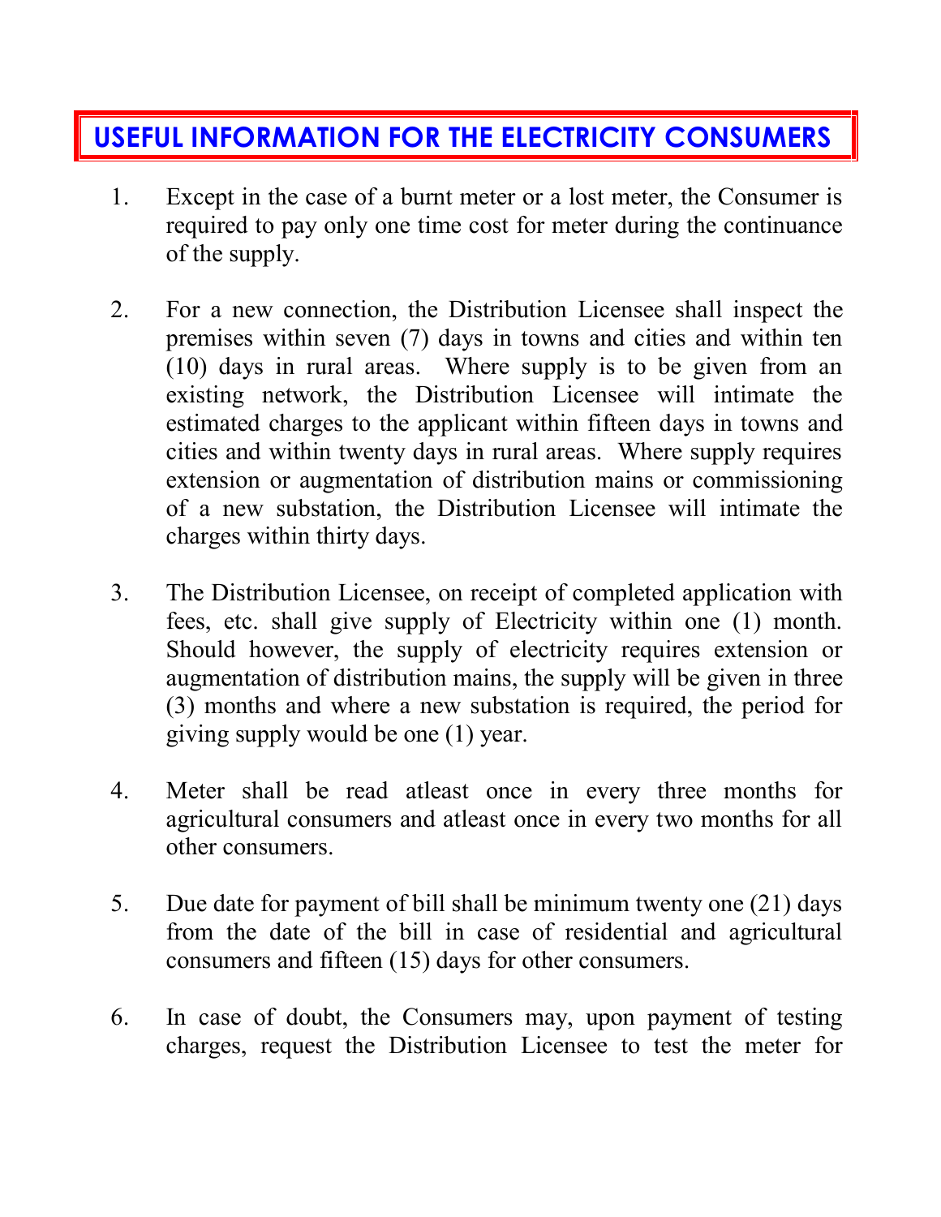# USEFUL INFORMATION FOR THE ELECTRICITY CONSUMERS

1. Except in the case of a burnt meter or a lost meter, the Consumer is required to pay only one time cost for meter during the continuance of the supply.

2. For a new connection, the Distribution Licensee shall inspect the premises within seven (7) days in towns and cities and within ten (10) days in rural areas. Where supply is to be given from an existing network, the Distribution Licensee will intimate the estimated charges to the applicant within fifteen days in towns and cities and within twenty days in rural areas. Where supply requires extension or augmentation of distribution mains or commissioning of a new substation, the Distribution Licensee will intimate the charges within thirty days.

3. The Distribution Licensee, on receipt of completed application with fees, etc. shall give supply of Electricity within one (1) month. Should however, the supply of electricity requires extension or augmentation of distribution mains, the supply will be given in three (3) months and where a new substation is required, the period for giving supply would be one (1) year.

4. Meter shall be read atleast once in every three months for agricultural consumers and atleast once in every two months for all other consumers.

5. Due date for payment of bill shall be minimum twenty one (21) days from the date of the bill in case of residential and agricultural consumers and fifteen (15) days for other consumers.

6. In case of doubt, the Consumers may, upon payment of testing charges, request the Distribution Licensee to test the meter for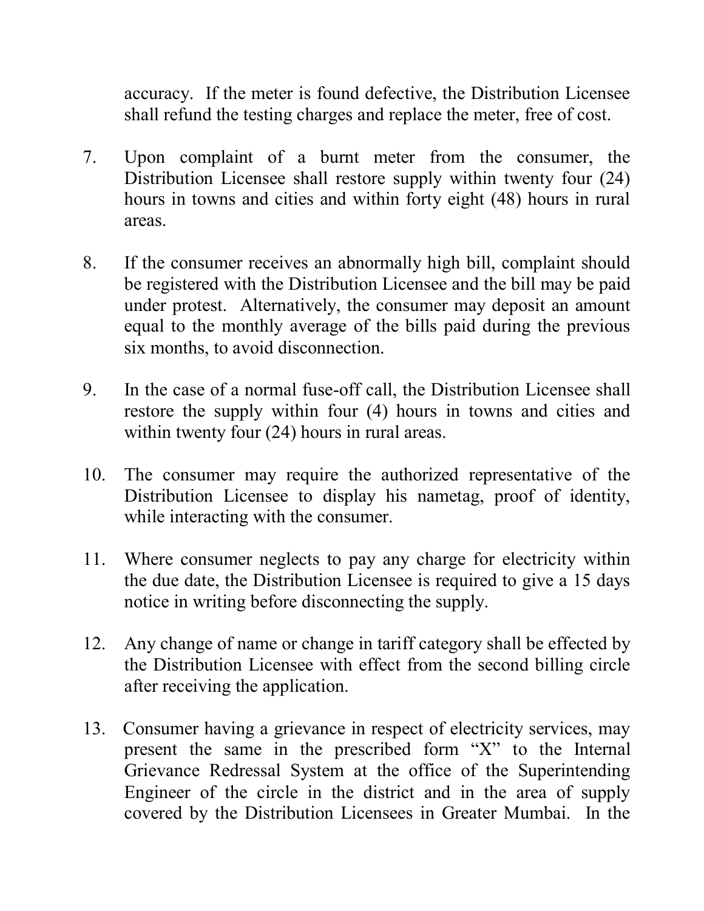accuracy. If the meter is found defective, the Distribution Licensee shall refund the testing charges and replace the meter, free of cost.

7. Upon complaint of a burnt meter from the consumer, the Distribution Licensee shall restore supply within twenty four (24) hours in towns and cities and within forty eight (48) hours in rural areas.

8. If the consumer receives an abnormally high bill, complaint should be registered with the Distribution Licensee and the bill may be paid under protest. Alternatively, the consumer may deposit an amount equal to the monthly average of the bills paid during the previous six months, to avoid disconnection.

9. In the case of a normal fuse-off call, the Distribution Licensee shall restore the supply within four (4) hours in towns and cities and within twenty four (24) hours in rural areas.

10. The consumer may require the authorized representative of the Distribution Licensee to display his nametag, proof of identity, while interacting with the consumer.

11. Where consumer neglects to pay any charge for electricity within the due date, the Distribution Licensee is required to give a 15 days notice in writing before disconnecting the supply.

12. Any change of name or change in tariff category shall be effected by the Distribution Licensee with effect from the second billing circle after receiving the application.

13. Consumer having a grievance in respect of electricity services, may present the same in the prescribed form "X" to the Internal Grievance Redressal System at the office of the Superintending Engineer of the circle in the district and in the area of supply covered by the Distribution Licensees in Greater Mumbai. In the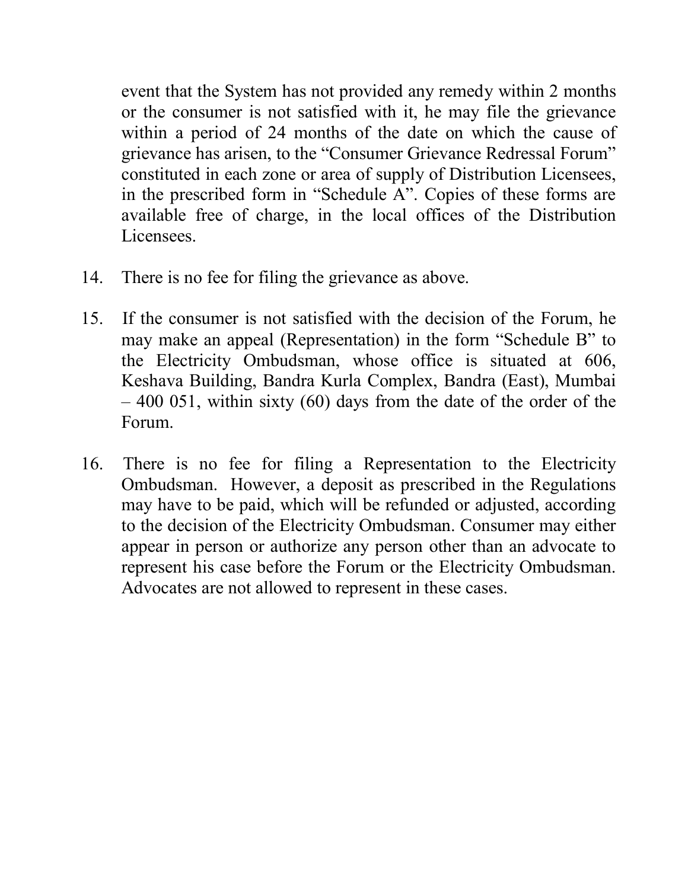event that the System has not provided any remedy within 2 months or the consumer is not satisfied with it, he may file the grievance within a period of 24 months of the date on which the cause of grievance has arisen, to the "Consumer Grievance Redressal Forum" constituted in each zone or area of supply of Distribution Licensees, in the prescribed form in "Schedule A". Copies of these forms are available free of charge, in the local offices of the Distribution Licensees.

14. There is no fee for filing the grievance as above.

15. If the consumer is not satisfied with the decision of the Forum, he may make an appeal (Representation) in the form "Schedule B" to the Electricity Ombudsman, whose office is situated at 606, Keshava Building, Bandra Kurla Complex, Bandra (East), Mumbai – 400 051, within sixty (60) days from the date of the order of the Forum.

16. There is no fee for filing a Representation to the Electricity Ombudsman. However, a deposit as prescribed in the Regulations may have to be paid, which will be refunded or adjusted, according to the decision of the Electricity Ombudsman. Consumer may either appear in person or authorize any person other than an advocate to represent his case before the Forum or the Electricity Ombudsman. Advocates are not allowed to represent in these cases.